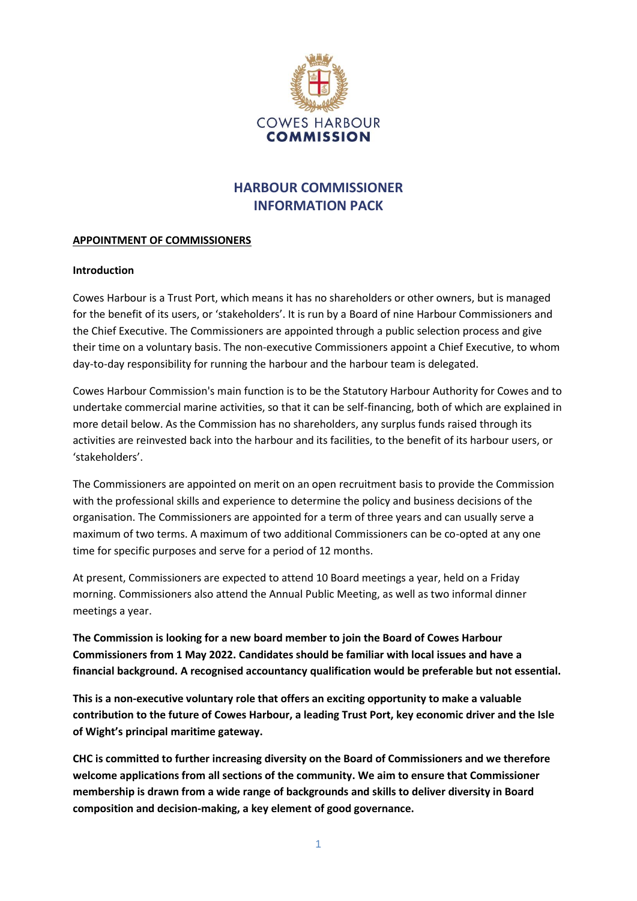COWES HARBOUR
**COMMISSION**

# HARBOUR COMMISSIONER INFORMATION PACK

## APPOINTMENT OF COMMISSIONERS

### Introduction

Cowes Harbour is a Trust Port, which means it has no shareholders or other owners, but is managed for the benefit of its users, or 'stakeholders'. It is run by a Board of nine Harbour Commissioners and the Chief Executive. The Commissioners are appointed through a public selection process and give their time on a voluntary basis. The non-executive Commissioners appoint a Chief Executive, to whom day-to-day responsibility for running the harbour and the harbour team is delegated.

Cowes Harbour Commission's main function is to be the Statutory Harbour Authority for Cowes and to undertake commercial marine activities, so that it can be self-financing, both of which are explained in more detail below. As the Commission has no shareholders, any surplus funds raised through its activities are reinvested back into the harbour and its facilities, to the benefit of its harbour users, or 'stakeholders'.

The Commissioners are appointed on merit on an open recruitment basis to provide the Commission with the professional skills and experience to determine the policy and business decisions of the organisation. The Commissioners are appointed for a term of three years and can usually serve a maximum of two terms. A maximum of two additional Commissioners can be co-opted at any one time for specific purposes and serve for a period of 12 months.

At present, Commissioners are expected to attend 10 Board meetings a year, held on a Friday morning. Commissioners also attend the Annual Public Meeting, as well as two informal dinner meetings a year.

**The Commission is looking for a new board member to join the Board of Cowes Harbour Commissioners from 1 May 2022. Candidates should be familiar with local issues and have a financial background. A recognised accountancy qualification would be preferable but not essential.**

**This is a non-executive voluntary role that offers an exciting opportunity to make a valuable contribution to the future of Cowes Harbour, a leading Trust Port, key economic driver and the Isle of Wight's principal maritime gateway.**

**CHC is committed to further increasing diversity on the Board of Commissioners and we therefore welcome applications from all sections of the community. We aim to ensure that Commissioner membership is drawn from a wide range of backgrounds and skills to deliver diversity in Board composition and decision-making, a key element of good governance.**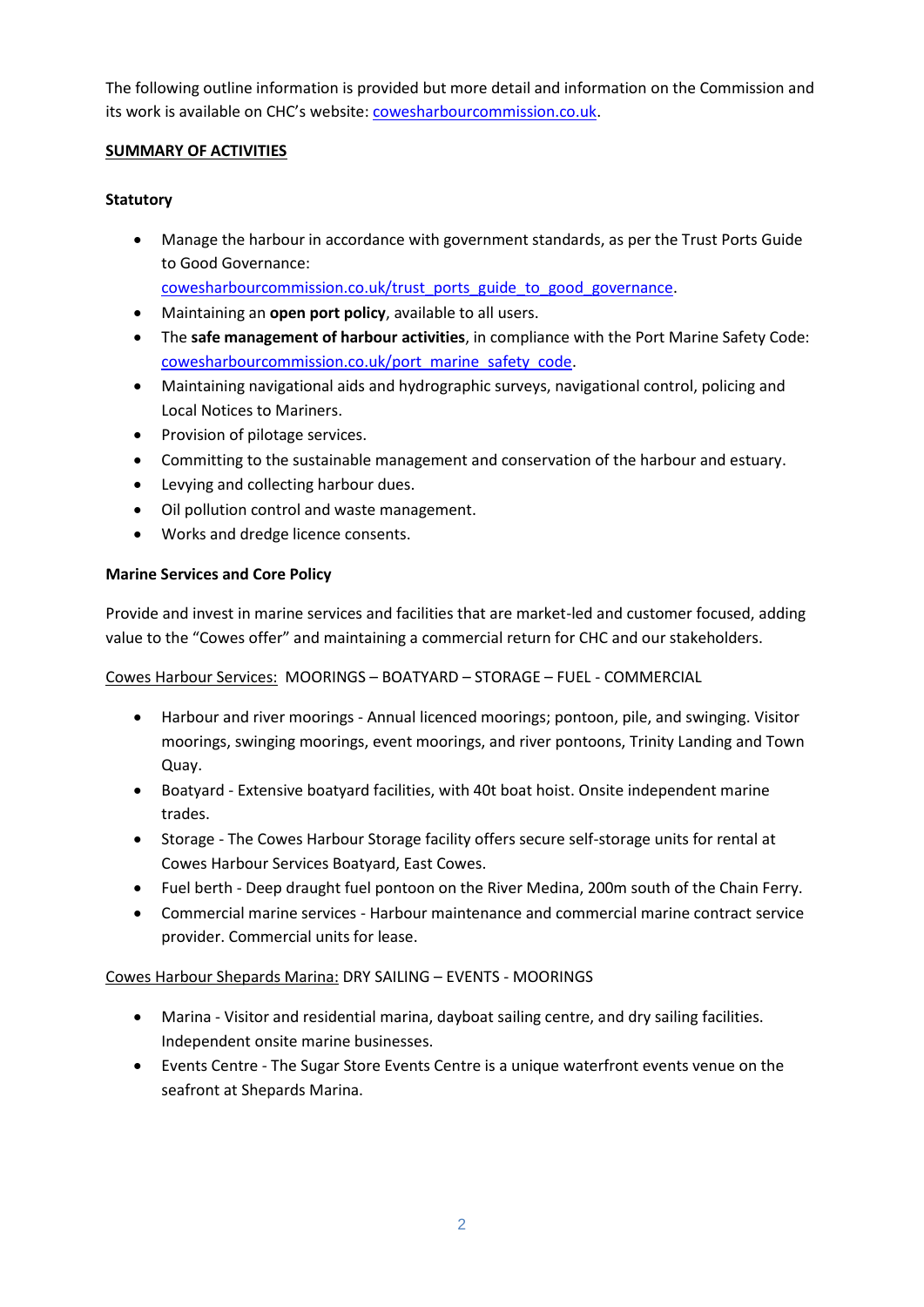The following outline information is provided but more detail and information on the Commission and its work is available on CHC's website: [coweshharbourcommission.co.uk](https://coweshharbourcommission.co.uk).

**SUMMARY OF ACTIVITIES**

**Statutory**

- Manage the harbour in accordance with government standards, as per the Trust Ports Guide to Good Governance: [coweshharbourcommission.co.uk/trust_ports_guide_to_good_governance](https://coweshharbourcommission.co.uk/trust_ports_guide_to_good_governance).
- Maintaining an **open port policy**, available to all users.
- The **safe management of harbour activities**, in compliance with the Port Marine Safety Code: [coweshharbourcommission.co.uk/port_marine_safety_code](https://coweshharbourcommission.co.uk/port_marine_safety_code).
- Maintaining navigational aids and hydrographic surveys, navigational control, policing and Local Notices to Mariners.
- Provision of pilotage services.
- Committing to the sustainable management and conservation of the harbour and estuary.
- Levying and collecting harbour dues.
- Oil pollution control and waste management.
- Works and dredge licence consents.

**Marine Services and Core Policy**

Provide and invest in marine services and facilities that are market-led and customer focused, adding value to the "Cowes offer" and maintaining a commercial return for CHC and our stakeholders.

Cowes Harbour Services: MOORINGS – BOATYARD – STORAGE – FUEL - COMMERCIAL

- Harbour and river moorings - Annual licenced moorings; pontoon, pile, and swinging. Visitor moorings, swinging moorings, event moorings, and river pontoons, Trinity Landing and Town Quay.
- Boatyard - Extensive boatyard facilities, with 40t boat hoist. Onsite independent marine trades.
- Storage - The Cowes Harbour Storage facility offers secure self-storage units for rental at Cowes Harbour Services Boatyard, East Cowes.
- Fuel berth - Deep draught fuel pontoon on the River Medina, 200m south of the Chain Ferry.
- Commercial marine services - Harbour maintenance and commercial marine contract service provider. Commercial units for lease.

Cowes Harbour Shepards Marina: DRY SAILING – EVENTS - MOORINGS

- Marina - Visitor and residential marina, dayboat sailing centre, and dry sailing facilities. Independent onsite marine businesses.
- Events Centre - The Sugar Store Events Centre is a unique waterfront events venue on the seafront at Shepards Marina.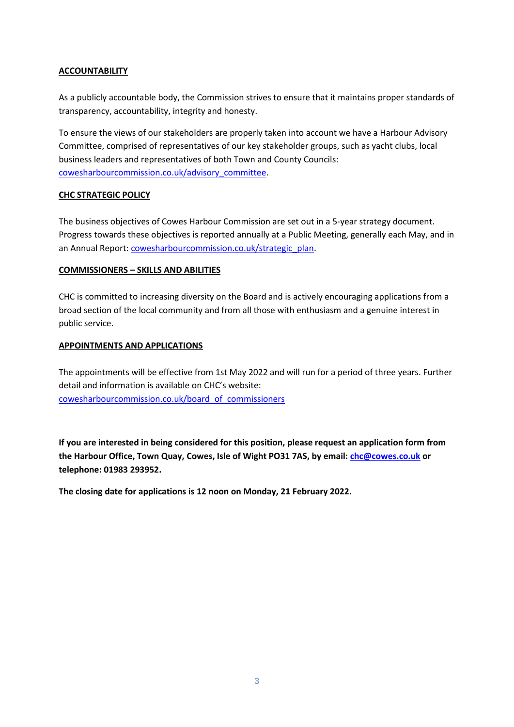**ACCOUNTABILITY**

As a publicly accountable body, the Commission strives to ensure that it maintains proper standards of transparency, accountability, integrity and honesty.

To ensure the views of our stakeholders are properly taken into account we have a Harbour Advisory Committee, comprised of representatives of our key stakeholder groups, such as yacht clubs, local business leaders and representatives of both Town and County Councils: coweshar bourcommission.co.uk/advisory_committee.

**CHC STRATEGIC POLICY**

The business objectives of Cowes Harbour Commission are set out in a 5-year strategy document. Progress towards these objectives is reported annually at a Public Meeting, generally each May, and in an Annual Report: cowesharbourcommission.co.uk/strategic_plan.

**COMMISSIONERS – SKILLS AND ABILITIES**

CHC is committed to increasing diversity on the Board and is actively encouraging applications from a broad section of the local community and from all those with enthusiasm and a genuine interest in public service.

**APPOINTMENTS AND APPLICATIONS**

The appointments will be effective from 1st May 2022 and will run for a period of three years. Further detail and information is available on CHC's website: cowesharbourcommission.co.uk/board_of_commissioners

**If you are interested in being considered for this position, please request an application form from the Harbour Office, Town Quay, Cowes, Isle of Wight PO31 7AS, by email: chc@cowes.co.uk or telephone: 01983 293952.**

**The closing date for applications is 12 noon on Monday, 21 February 2022.**